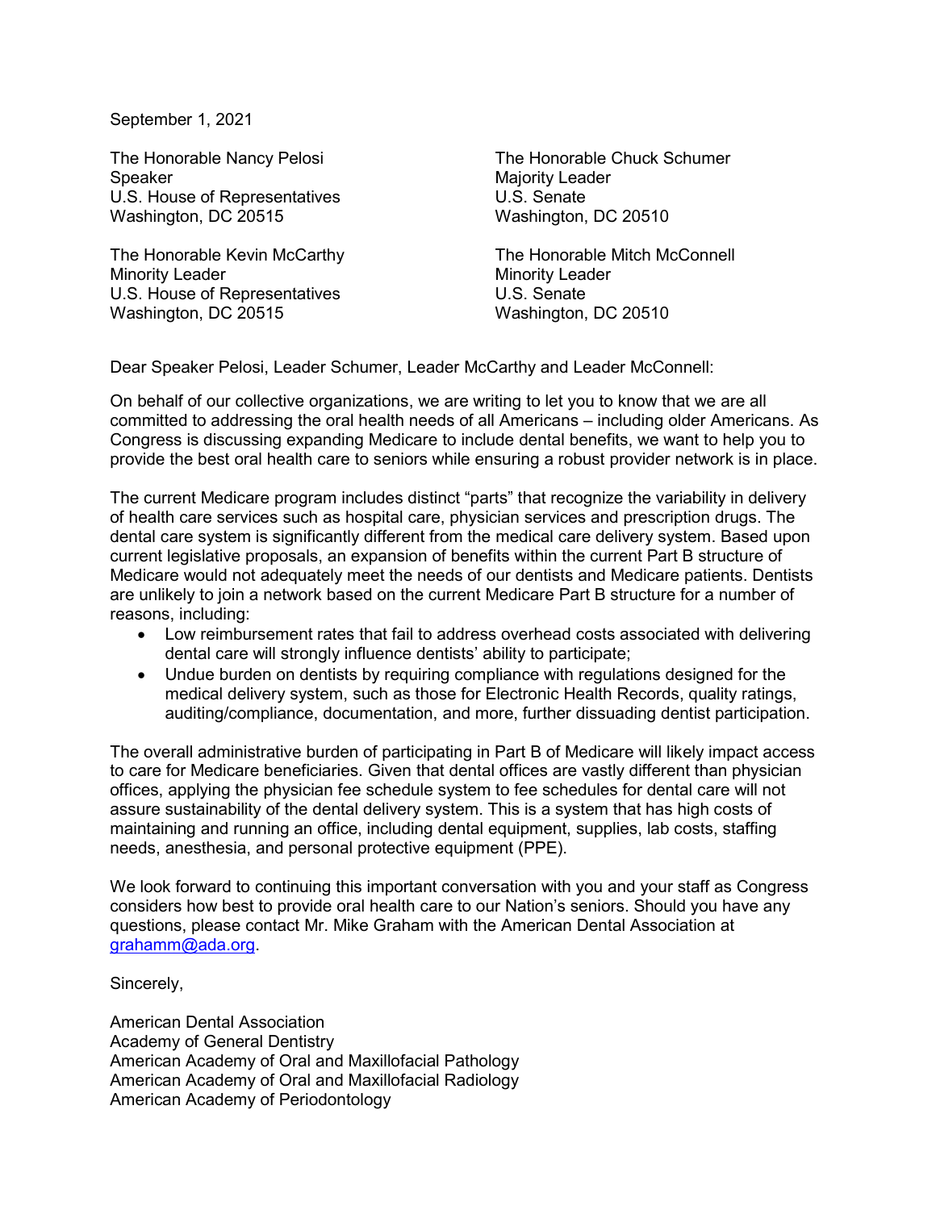September 1, 2021

The Honorable Nancy Pelosi
Speaker
U.S. House of Representatives
Washington, DC 20515

The Honorable Chuck Schumer
Majority Leader
U.S. Senate
Washington, DC 20510

The Honorable Kevin McCarthy
Minority Leader
U.S. House of Representatives
Washington, DC 20515

The Honorable Mitch McConnell
Minority Leader
U.S. Senate
Washington, DC 20510

Dear Speaker Pelosi, Leader Schumer, Leader McCarthy and Leader McConnell:

On behalf of our collective organizations, we are writing to let you to know that we are all committed to addressing the oral health needs of all Americans – including older Americans. As Congress is discussing expanding Medicare to include dental benefits, we want to help you to provide the best oral health care to seniors while ensuring a robust provider network is in place.

The current Medicare program includes distinct "parts" that recognize the variability in delivery of health care services such as hospital care, physician services and prescription drugs. The dental care system is significantly different from the medical care delivery system. Based upon current legislative proposals, an expansion of benefits within the current Part B structure of Medicare would not adequately meet the needs of our dentists and Medicare patients. Dentists are unlikely to join a network based on the current Medicare Part B structure for a number of reasons, including:

- Low reimbursement rates that fail to address overhead costs associated with delivering dental care will strongly influence dentists' ability to participate;
- Undue burden on dentists by requiring compliance with regulations designed for the medical delivery system, such as those for Electronic Health Records, quality ratings, auditing/compliance, documentation, and more, further dissuading dentist participation.

The overall administrative burden of participating in Part B of Medicare will likely impact access to care for Medicare beneficiaries. Given that dental offices are vastly different than physician offices, applying the physician fee schedule system to fee schedules for dental care will not assure sustainability of the dental delivery system. This is a system that has high costs of maintaining and running an office, including dental equipment, supplies, lab costs, staffing needs, anesthesia, and personal protective equipment (PPE).

We look forward to continuing this important conversation with you and your staff as Congress considers how best to provide oral health care to our Nation's seniors. Should you have any questions, please contact Mr. Mike Graham with the American Dental Association at grahamm@ada.org.

Sincerely,

American Dental Association
Academy of General Dentistry
American Academy of Oral and Maxillofacial Pathology
American Academy of Oral and Maxillofacial Radiology
American Academy of Periodontology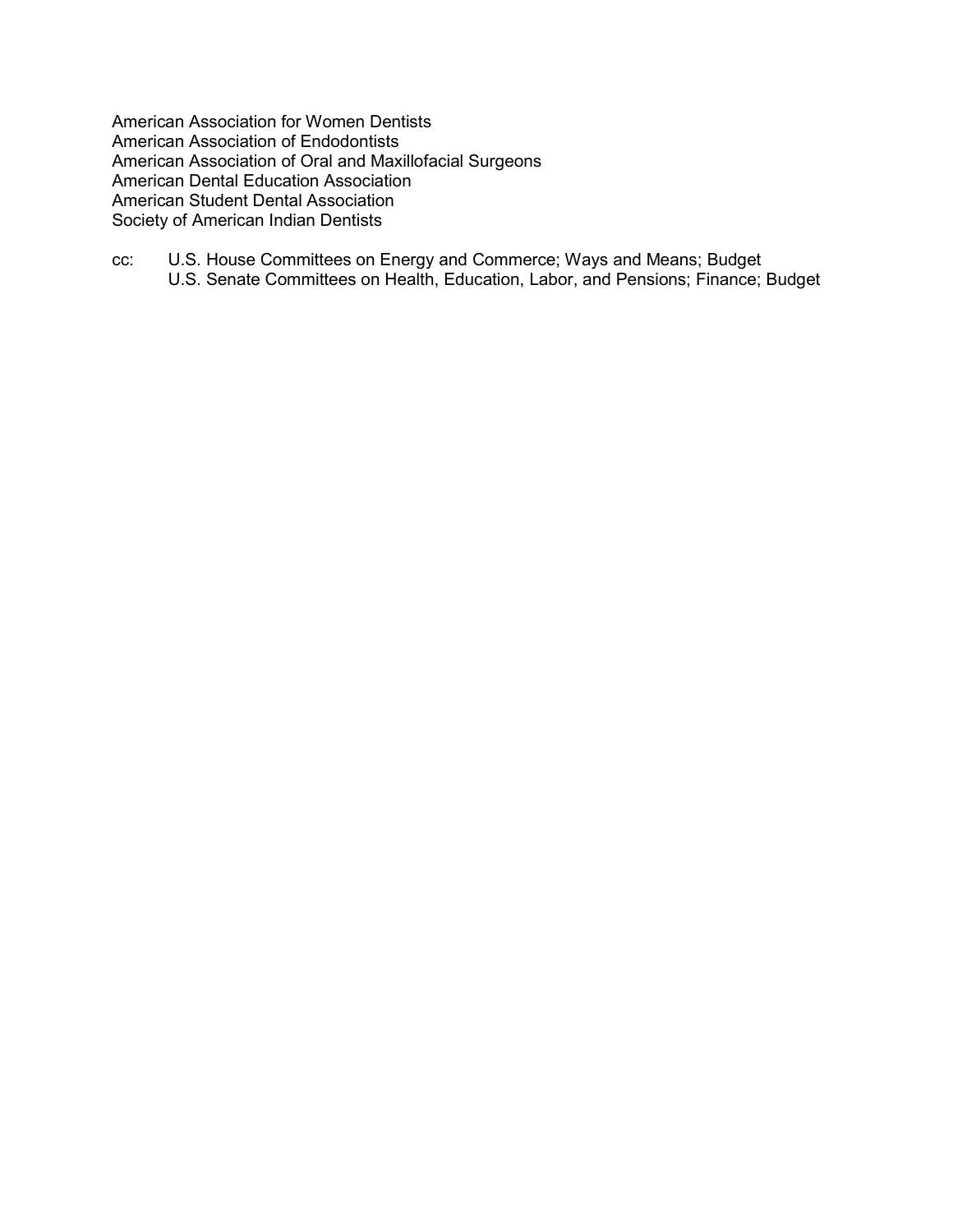American Association for Women Dentists
American Association of Endodontists
American Association of Oral and Maxillofacial Surgeons
American Dental Education Association
American Student Dental Association
Society of American Indian Dentists

cc: U.S. House Committees on Energy and Commerce; Ways and Means; Budget
U.S. Senate Committees on Health, Education, Labor, and Pensions; Finance; Budget